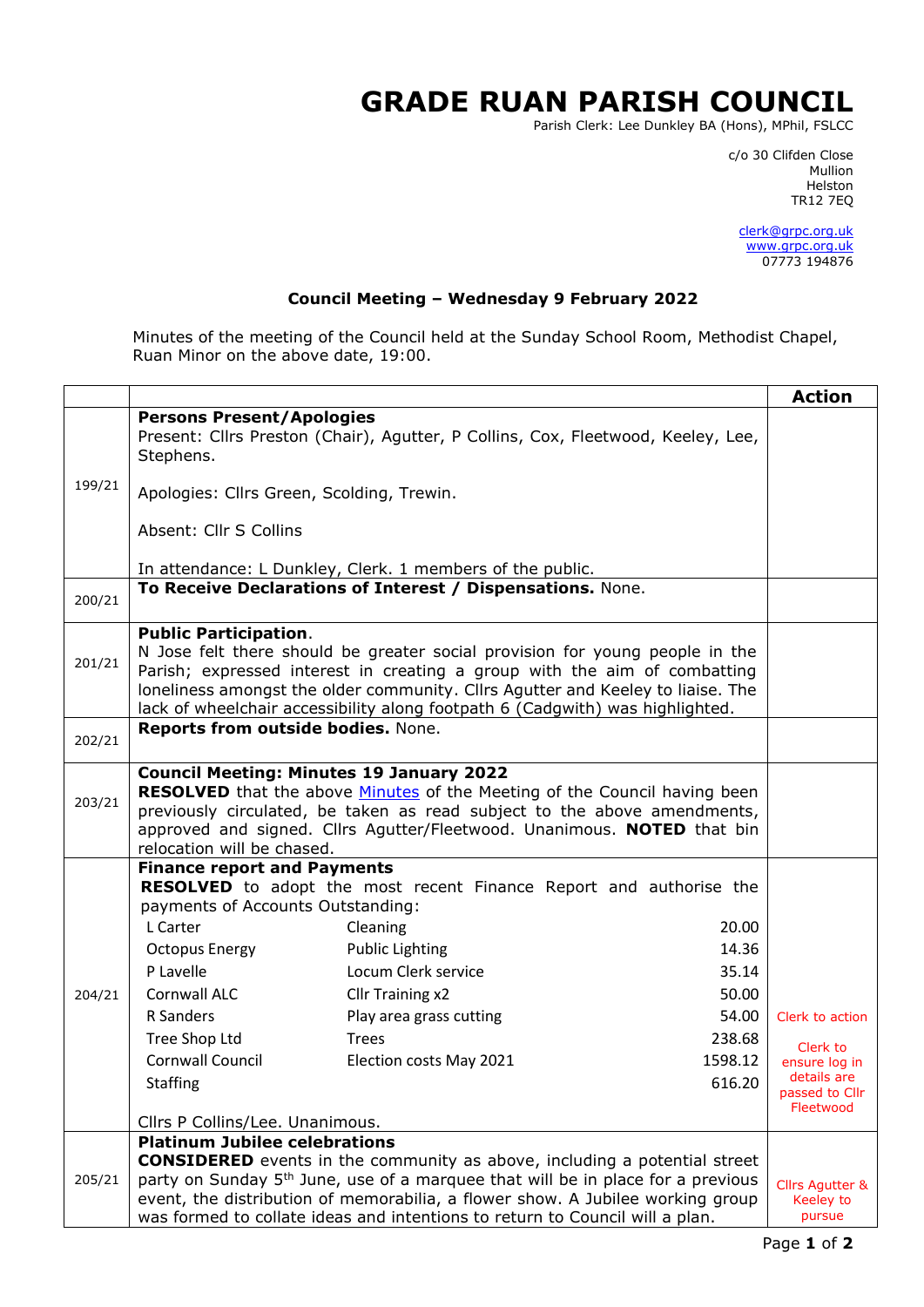# GRADE RUAN PARISH COUNCIL

Parish Clerk: Lee Dunkley BA (Hons), MPhil, FSLCC

c/o 30 Clifden Close
Mullion
Helston
TR12 7EQ

clerk@grpc.org.uk
www.grpc.org.uk
07773 194876

**Council Meeting – Wednesday 9 February 2022**

Minutes of the meeting of the Council held at the Sunday School Room, Methodist Chapel, Ruan Minor on the above date, 19:00.

| | | Action |
|---|---|---|
| 199/21 | **Persons Present/Apologies**<br>Present: Cllrs Preston (Chair), Agutter, P Collins, Cox, Fleetwood, Keeley, Lee, Stephens.<br><br>Apologies: Cllrs Green, Scolding, Trewin.<br><br>Absent: Cllr S Collins<br><br>In attendance: L Dunkley, Clerk. 1 members of the public. | |
| 200/21 | **To Receive Declarations of Interest / Dispensations.** None. | |
| 201/21 | **Public Participation**.<br>N Jose felt there should be greater social provision for young people in the Parish; expressed interest in creating a group with the aim of combatting loneliness amongst the older community. Cllrs Agutter and Keeley to liaise. The lack of wheelchair accessibility along footpath 6 (Cadgwith) was highlighted. | |
| 202/21 | **Reports from outside bodies.** None. | |
| 203/21 | **Council Meeting: Minutes 19 January 2022**<br>**RESOLVED** that the above Minutes of the Meeting of the Council having been previously circulated, be taken as read subject to the above amendments, approved and signed. Cllrs Agutter/Fleetwood. Unanimous. **NOTED** that bin relocation will be chased. | |
| 204/21 | **Finance report and Payments**<br>**RESOLVED** to adopt the most recent Finance Report and authorise the payments of Accounts Outstanding:<br>L Carter – Cleaning – 20.00<br>Octopus Energy – Public Lighting – 14.36<br>P Lavelle – Locum Clerk service – 35.14<br>Cornwall ALC – Cllr Training x2 – 50.00<br>R Sanders – Play area grass cutting – 54.00<br>Tree Shop Ltd – Trees – 238.68<br>Cornwall Council – Election costs May 2021 – 1598.12<br>Staffing – 616.20<br><br>Cllrs P Collins/Lee. Unanimous. | Clerk to action<br><br>Clerk to ensure log in details are passed to Cllr Fleetwood |
| 205/21 | **Platinum Jubilee celebrations**<br>**CONSIDERED** events in the community as above, including a potential street party on Sunday 5th June, use of a marquee that will be in place for a previous event, the distribution of memorabilia, a flower show. A Jubilee working group was formed to collate ideas and intentions to return to Council will a plan. | Cllrs Agutter & Keeley to pursue |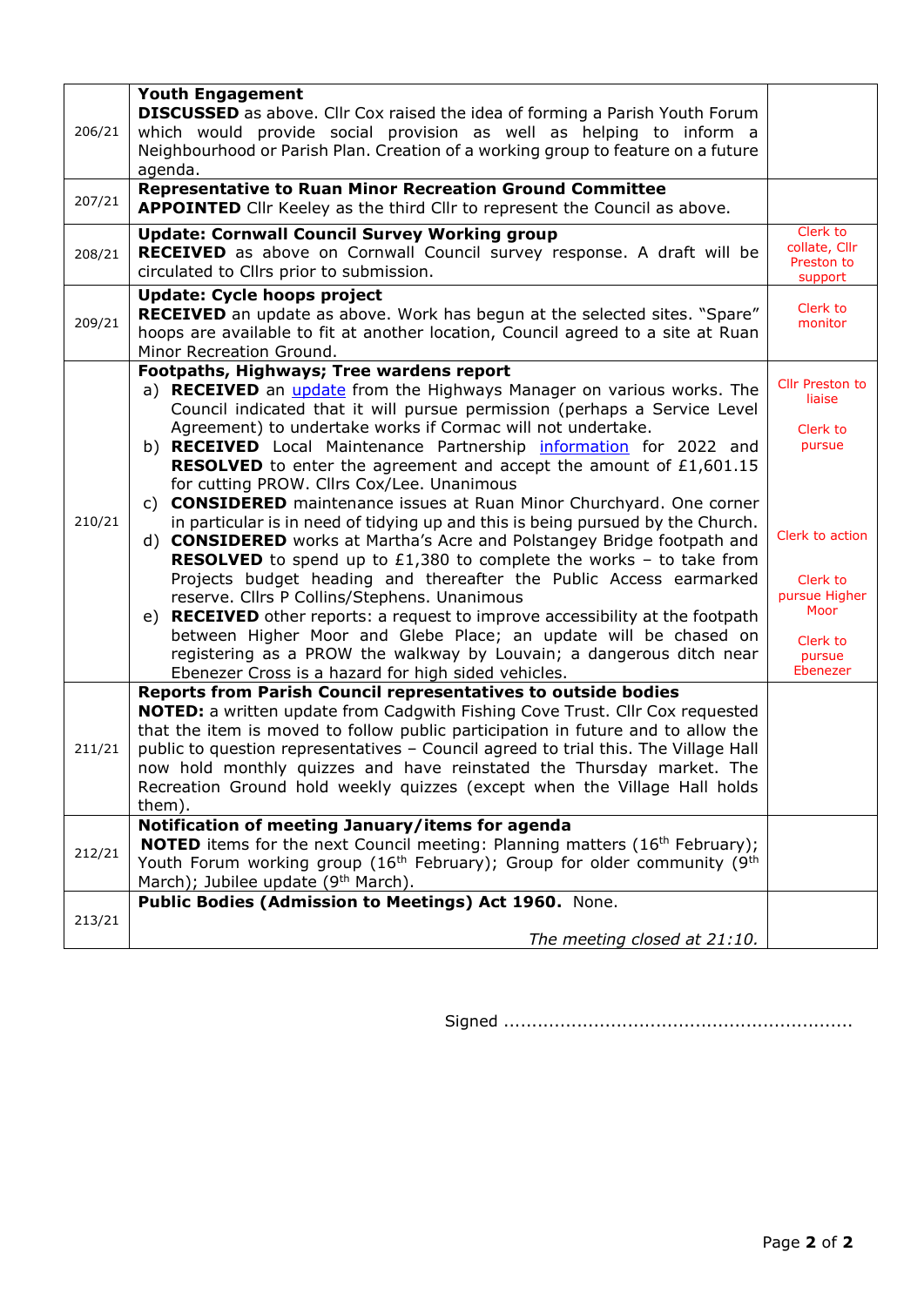| | | |
|---|---|---|
| 206/21 | **Youth Engagement**<br>**DISCUSSED** as above. Cllr Cox raised the idea of forming a Parish Youth Forum which would provide social provision as well as helping to inform a Neighbourhood or Parish Plan. Creation of a working group to feature on a future agenda. | |
| 207/21 | **Representative to Ruan Minor Recreation Ground Committee**<br>**APPOINTED** Cllr Keeley as the third Cllr to represent the Council as above. | |
| 208/21 | **Update: Cornwall Council Survey Working group**<br>**RECEIVED** as above on Cornwall Council survey response. A draft will be circulated to Cllrs prior to submission. | Clerk to collate, Cllr Preston to support |
| 209/21 | **Update: Cycle hoops project**<br>**RECEIVED** an update as above. Work has begun at the selected sites. "Spare" hoops are available to fit at another location, Council agreed to a site at Ruan Minor Recreation Ground. | Clerk to monitor |
| 210/21 | **Footpaths, Highways; Tree wardens report**<br>a) **RECEIVED** an update from the Highways Manager on various works. The Council indicated that it will pursue permission (perhaps a Service Level Agreement) to undertake works if Cormac will not undertake.<br>b) **RECEIVED** Local Maintenance Partnership information for 2022 and **RESOLVED** to enter the agreement and accept the amount of £1,601.15 for cutting PROW. Cllrs Cox/Lee. Unanimous<br>c) **CONSIDERED** maintenance issues at Ruan Minor Churchyard. One corner in particular is in need of tidying up and this is being pursued by the Church.<br>d) **CONSIDERED** works at Martha's Acre and Polstangey Bridge footpath and **RESOLVED** to spend up to £1,380 to complete the works – to take from Projects budget heading and thereafter the Public Access earmarked reserve. Cllrs P Collins/Stephens. Unanimous<br>e) **RECEIVED** other reports: a request to improve accessibility at the footpath between Higher Moor and Glebe Place; an update will be chased on registering as a PROW the walkway by Louvain; a dangerous ditch near Ebenezer Cross is a hazard for high sided vehicles. | Cllr Preston to liaise<br><br>Clerk to pursue<br><br>Clerk to action<br><br>Clerk to pursue Higher Moor<br><br>Clerk to pursue Ebenezer |
| 211/21 | **Reports from Parish Council representatives to outside bodies**<br>**NOTED:** a written update from Cadgwith Fishing Cove Trust. Cllr Cox requested that the item is moved to follow public participation in future and to allow the public to question representatives – Council agreed to trial this. The Village Hall now hold monthly quizzes and have reinstated the Thursday market. The Recreation Ground hold weekly quizzes (except when the Village Hall holds them). | |
| 212/21 | **Notification of meeting January/items for agenda**<br>**NOTED** items for the next Council meeting: Planning matters (16th February); Youth Forum working group (16th February); Group for older community (9th March); Jubilee update (9th March). | |
| 213/21 | **Public Bodies (Admission to Meetings) Act 1960.** None.<br><br>*The meeting closed at 21:10.* | |

Signed ..............................................................